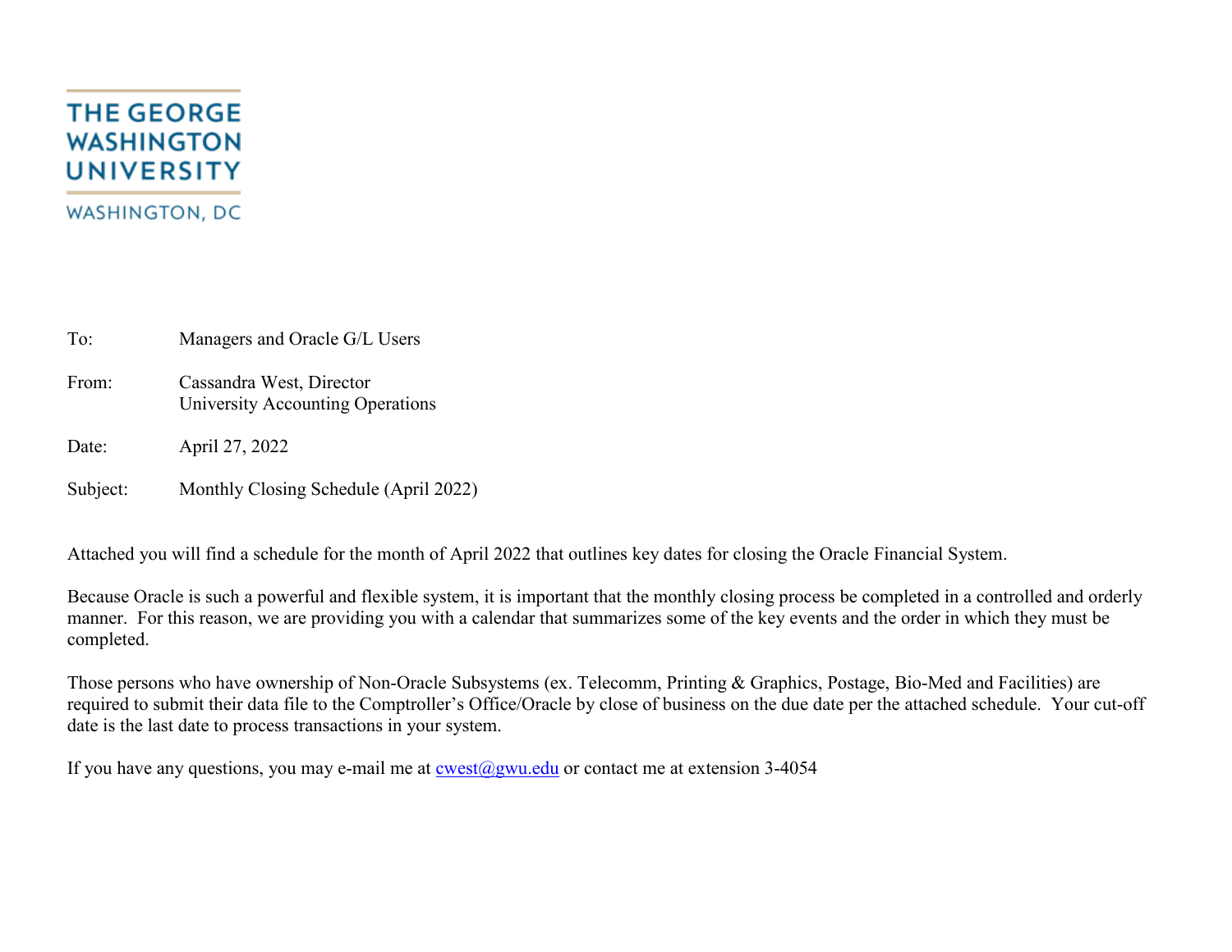THE GEORGE WASHINGTON UNIVERSITY

WASHINGTON, DC

To: Managers and Oracle G/L Users

From: Cassandra West, Director
University Accounting Operations

Date: April 27, 2022

Subject: Monthly Closing Schedule (April 2022)

Attached you will find a schedule for the month of April 2022 that outlines key dates for closing the Oracle Financial System.

Because Oracle is such a powerful and flexible system, it is important that the monthly closing process be completed in a controlled and orderly manner. For this reason, we are providing you with a calendar that summarizes some of the key events and the order in which they must be completed.

Those persons who have ownership of Non-Oracle Subsystems (ex. Telecomm, Printing & Graphics, Postage, Bio-Med and Facilities) are required to submit their data file to the Comptroller's Office/Oracle by close of business on the due date per the attached schedule. Your cut-off date is the last date to process transactions in your system.

If you have any questions, you may e-mail me at cwest@gwu.edu or contact me at extension 3-4054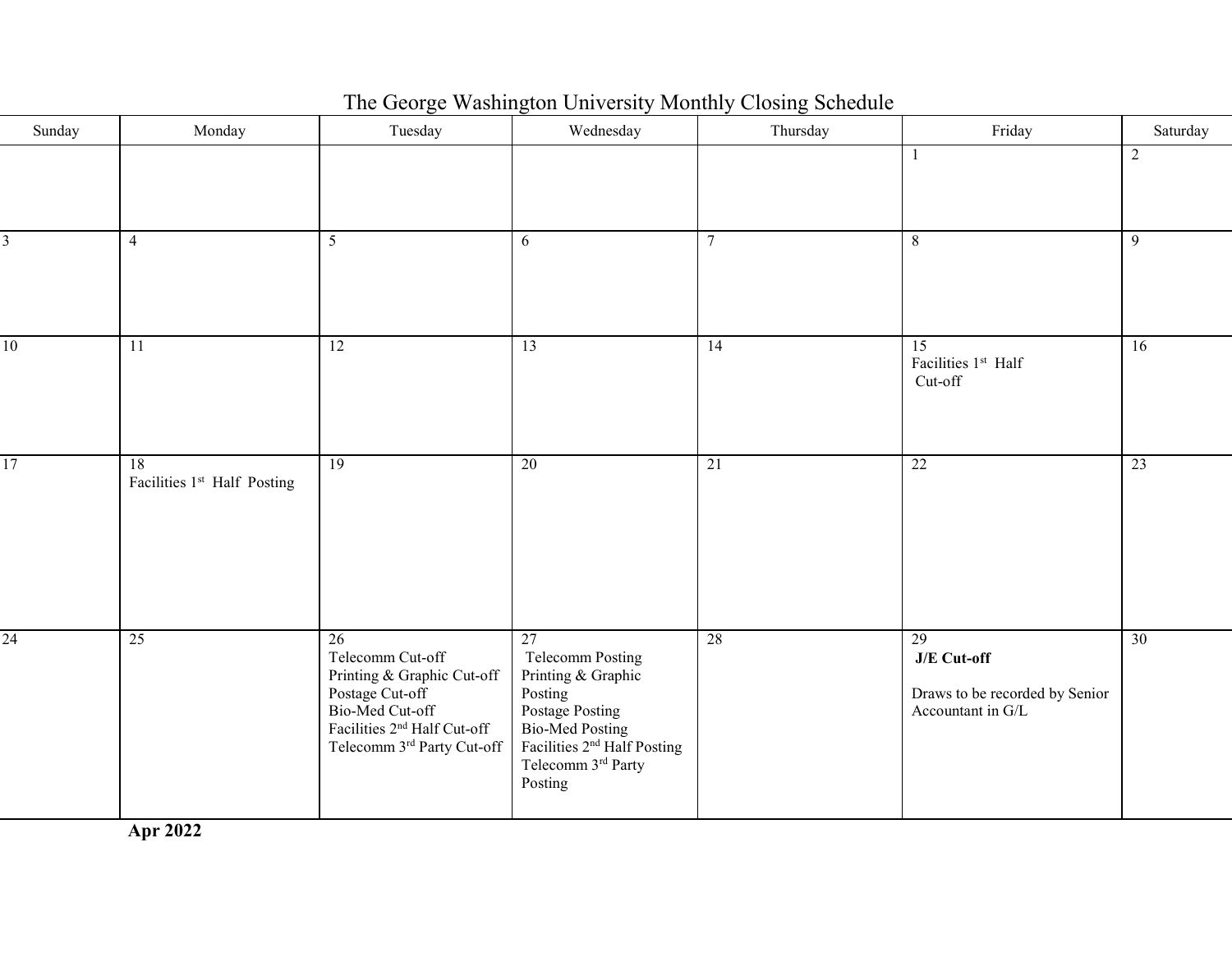# The George Washington University Monthly Closing Schedule

| Sunday | Monday | Tuesday | Wednesday | Thursday | Friday | Saturday |
|---|---|---|---|---|---|---|
| | | | | | 1 | 2 |
| 3 | 4 | 5 | 6 | 7 | 8 | 9 |
| 10 | 11 | 12 | 13 | 14 | 15<br>Facilities 1st Half Cut-off | 16 |
| 17 | 18<br>Facilities 1st Half Posting | 19 | 20 | 21 | 22 | 23 |
| 24 | 25 | 26<br>Telecomm Cut-off<br>Printing & Graphic Cut-off<br>Postage Cut-off<br>Bio-Med Cut-off<br>Facilities 2nd Half Cut-off<br>Telecomm 3rd Party Cut-off | 27<br>Telecomm Posting<br>Printing & Graphic Posting<br>Postage Posting<br>Bio-Med Posting<br>Facilities 2nd Half Posting<br>Telecomm 3rd Party Posting | 28 | 29<br>**J/E Cut-off**<br><br>Draws to be recorded by Senior Accountant in G/L | 30 |

**Apr 2022**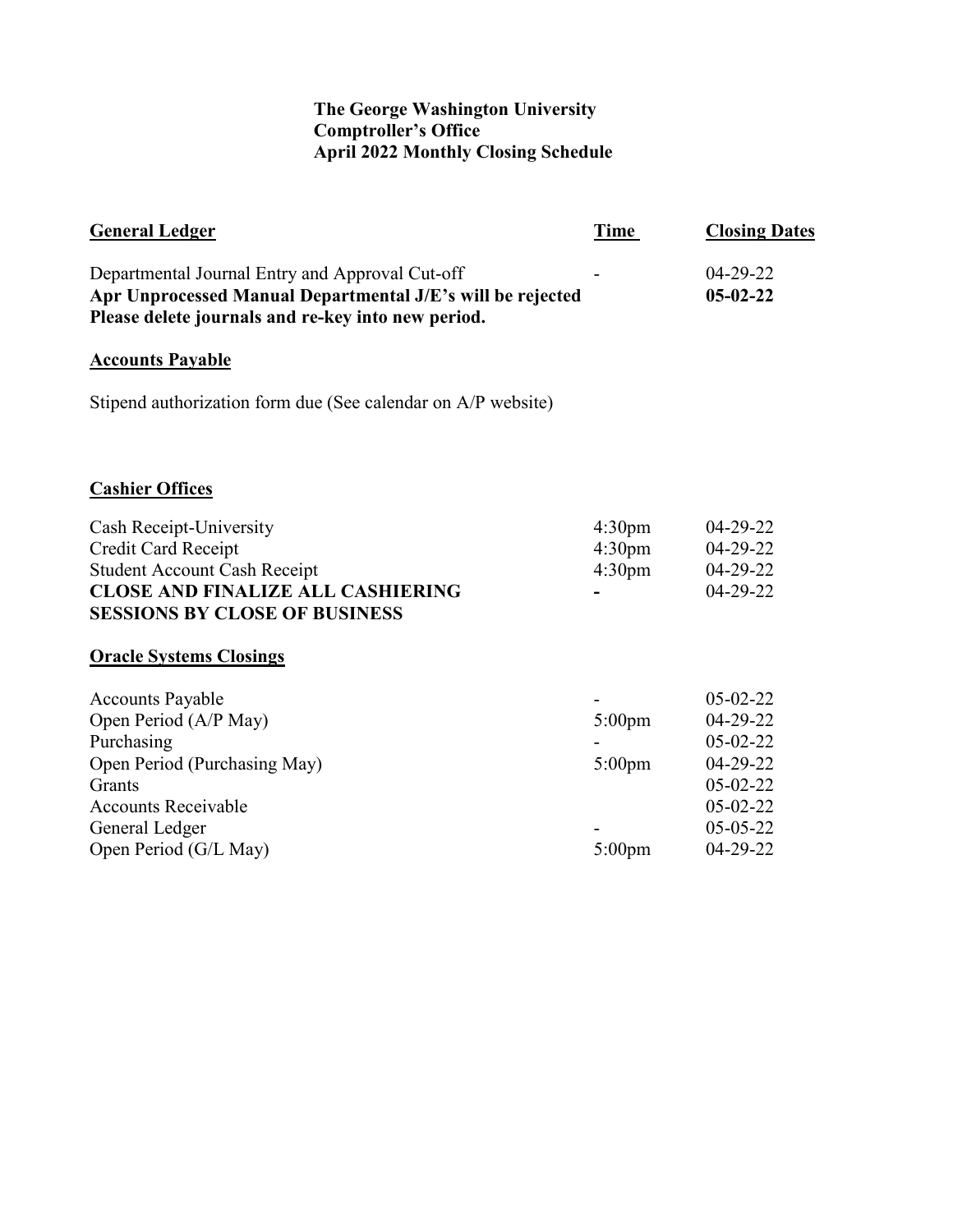**The George Washington University**
**Comptroller's Office**
**April 2022 Monthly Closing Schedule**

| **General Ledger** | **Time** | **Closing Dates** |
|---|---|---|
| Departmental Journal Entry and Approval Cut-off | - | 04-29-22 |
| **Apr Unprocessed Manual Departmental J/E's will be rejected** | | **05-02-22** |
| **Please delete journals and re-key into new period.** | | |

**Accounts Payable**

Stipend authorization form due (See calendar on A/P website)

**Cashier Offices**

| | | |
|---|---|---|
| Cash Receipt-University | 4:30pm | 04-29-22 |
| Credit Card Receipt | 4:30pm | 04-29-22 |
| Student Account Cash Receipt | 4:30pm | 04-29-22 |
| **CLOSE AND FINALIZE ALL CASHIERING SESSIONS BY CLOSE OF BUSINESS** | **-** | 04-29-22 |

**Oracle Systems Closings**

| | | |
|---|---|---|
| Accounts Payable | - | 05-02-22 |
| Open Period (A/P May) | 5:00pm | 04-29-22 |
| Purchasing | - | 05-02-22 |
| Open Period (Purchasing May) | 5:00pm | 04-29-22 |
| Grants | | 05-02-22 |
| Accounts Receivable | | 05-02-22 |
| General Ledger | - | 05-05-22 |
| Open Period (G/L May) | 5:00pm | 04-29-22 |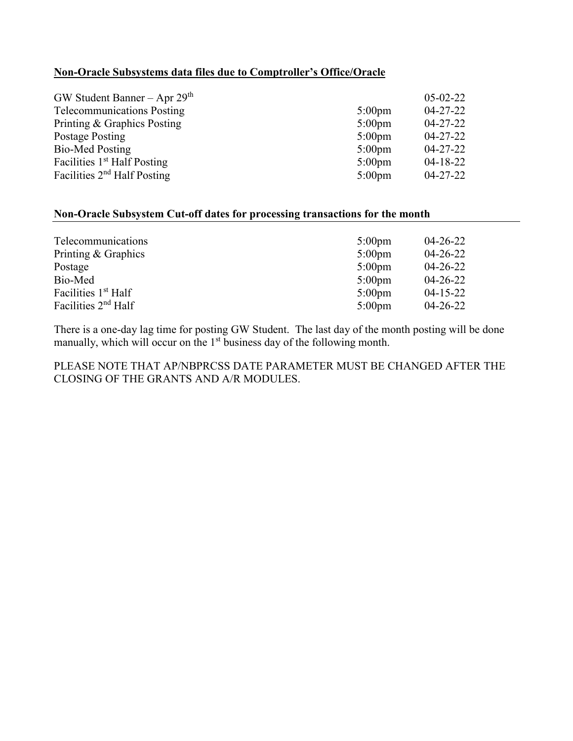**Non-Oracle Subsystems data files due to Comptroller's Office/Oracle**

| | | |
|---|---|---|
| GW Student Banner – Apr 29th | | 05-02-22 |
| Telecommunications Posting | 5:00pm | 04-27-22 |
| Printing & Graphics Posting | 5:00pm | 04-27-22 |
| Postage Posting | 5:00pm | 04-27-22 |
| Bio-Med Posting | 5:00pm | 04-27-22 |
| Facilities 1st Half Posting | 5:00pm | 04-18-22 |
| Facilities 2nd Half Posting | 5:00pm | 04-27-22 |

**Non-Oracle Subsystem Cut-off dates for processing transactions for the month**

| | | |
|---|---|---|
| Telecommunications | 5:00pm | 04-26-22 |
| Printing & Graphics | 5:00pm | 04-26-22 |
| Postage | 5:00pm | 04-26-22 |
| Bio-Med | 5:00pm | 04-26-22 |
| Facilities 1st Half | 5:00pm | 04-15-22 |
| Facilities 2nd Half | 5:00pm | 04-26-22 |

There is a one-day lag time for posting GW Student. The last day of the month posting will be done manually, which will occur on the 1st business day of the following month.

PLEASE NOTE THAT AP/NBPRCSS DATE PARAMETER MUST BE CHANGED AFTER THE CLOSING OF THE GRANTS AND A/R MODULES.